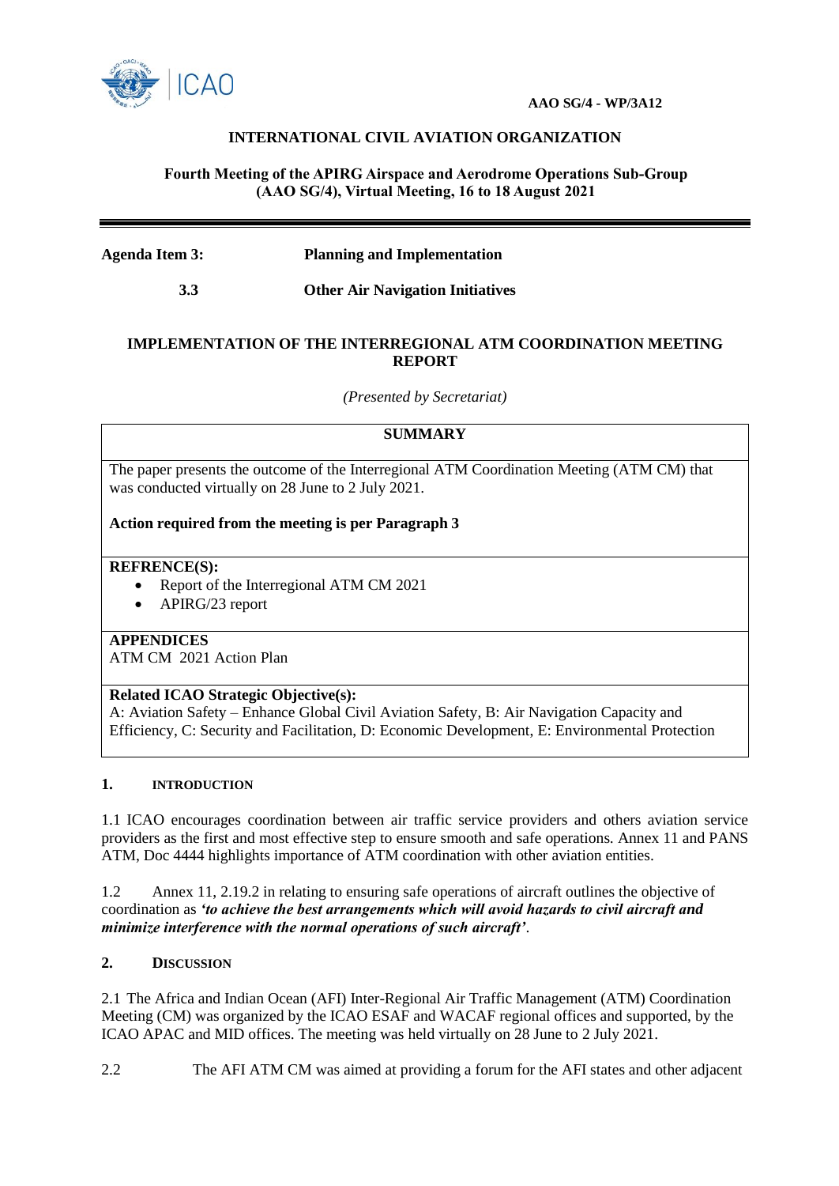AAO SG/4 - WP/3A12

# INTERNATIONAL CIVIL AVIATION ORGANIZATION

**Fourth Meeting of the APIRG Airspace and Aerodrome Operations Sub-Group (AAO SG/4), Virtual Meeting, 16 to 18 August 2021**

---

**Agenda Item 3: Planning and Implementation**

**3.3 Other Air Navigation Initiatives**

## IMPLEMENTATION OF THE INTERREGIONAL ATM COORDINATION MEETING REPORT

*(Presented by Secretariat)*

| **SUMMARY** |
|---|
| The paper presents the outcome of the Interregional ATM Coordination Meeting (ATM CM) that was conducted virtually on 28 June to 2 July 2021.<br><br>**Action required from the meeting is per Paragraph 3** |
| **REFRENCE(S):**<br>• Report of the Interregional ATM CM 2021<br>• APIRG/23 report |
| **APPENDICES**<br>ATM CM 2021 Action Plan |
| **Related ICAO Strategic Objective(s):**<br>A: Aviation Safety – Enhance Global Civil Aviation Safety, B: Air Navigation Capacity and Efficiency, C: Security and Facilitation, D: Economic Development, E: Environmental Protection |

### 1. INTRODUCTION

1.1 ICAO encourages coordination between air traffic service providers and others aviation service providers as the first and most effective step to ensure smooth and safe operations. Annex 11 and PANS ATM, Doc 4444 highlights importance of ATM coordination with other aviation entities.

1.2 Annex 11, 2.19.2 in relating to ensuring safe operations of aircraft outlines the objective of coordination as ***'to achieve the best arrangements which will avoid hazards to civil aircraft and minimize interference with the normal operations of such aircraft'***.

### 2. DISCUSSION

2.1 The Africa and Indian Ocean (AFI) Inter-Regional Air Traffic Management (ATM) Coordination Meeting (CM) was organized by the ICAO ESAF and WACAF regional offices and supported, by the ICAO APAC and MID offices. The meeting was held virtually on 28 June to 2 July 2021.

2.2 The AFI ATM CM was aimed at providing a forum for the AFI states and other adjacent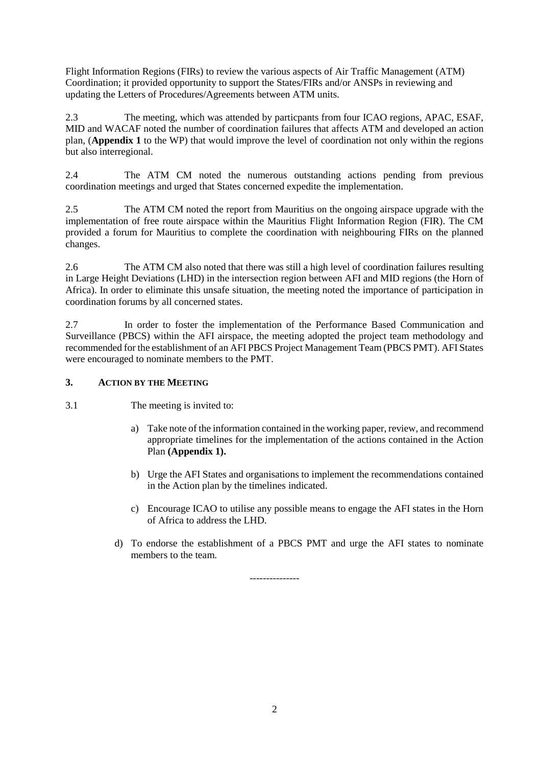Flight Information Regions (FIRs) to review the various aspects of Air Traffic Management (ATM) Coordination; it provided opportunity to support the States/FIRs and/or ANSPs in reviewing and updating the Letters of Procedures/Agreements between ATM units.

2.3 The meeting, which was attended by particpants from four ICAO regions, APAC, ESAF, MID and WACAF noted the number of coordination failures that affects ATM and developed an action plan, (**Appendix 1** to the WP) that would improve the level of coordination not only within the regions but also interregional.

2.4 The ATM CM noted the numerous outstanding actions pending from previous coordination meetings and urged that States concerned expedite the implementation.

2.5 The ATM CM noted the report from Mauritius on the ongoing airspace upgrade with the implementation of free route airspace within the Mauritius Flight Information Region (FIR). The CM provided a forum for Mauritius to complete the coordination with neighbouring FIRs on the planned changes.

2.6 The ATM CM also noted that there was still a high level of coordination failures resulting in Large Height Deviations (LHD) in the intersection region between AFI and MID regions (the Horn of Africa). In order to eliminate this unsafe situation, the meeting noted the importance of participation in coordination forums by all concerned states.

2.7 In order to foster the implementation of the Performance Based Communication and Surveillance (PBCS) within the AFI airspace, the meeting adopted the project team methodology and recommended for the establishment of an AFI PBCS Project Management Team (PBCS PMT). AFI States were encouraged to nominate members to the PMT.

## 3. ACTION BY THE MEETING

3.1 The meeting is invited to:

a) Take note of the information contained in the working paper, review, and recommend appropriate timelines for the implementation of the actions contained in the Action Plan **(Appendix 1).**

b) Urge the AFI States and organisations to implement the recommendations contained in the Action plan by the timelines indicated.

c) Encourage ICAO to utilise any possible means to engage the AFI states in the Horn of Africa to address the LHD.

d) To endorse the establishment of a PBCS PMT and urge the AFI states to nominate members to the team.

---------------